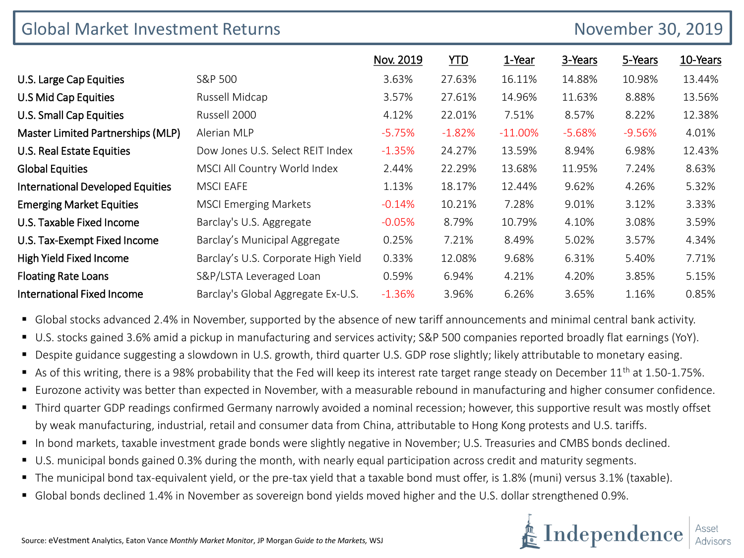# Global Market Investment Returns

November 30, 2019

| | | Nov. 2019 | YTD | 1-Year | 3-Years | 5-Years | 10-Years |
|---|---|---|---|---|---|---|---|
| U.S. Large Cap Equities | S&P 500 | 3.63% | 27.63% | 16.11% | 14.88% | 10.98% | 13.44% |
| U.S Mid Cap Equities | Russell Midcap | 3.57% | 27.61% | 14.96% | 11.63% | 8.88% | 13.56% |
| U.S. Small Cap Equities | Russell 2000 | 4.12% | 22.01% | 7.51% | 8.57% | 8.22% | 12.38% |
| Master Limited Partnerships (MLP) | Alerian MLP | -5.75% | -1.82% | -11.00% | -5.68% | -9.56% | 4.01% |
| U.S. Real Estate Equities | Dow Jones U.S. Select REIT Index | -1.35% | 24.27% | 13.59% | 8.94% | 6.98% | 12.43% |
| Global Equities | MSCI All Country World Index | 2.44% | 22.29% | 13.68% | 11.95% | 7.24% | 8.63% |
| International Developed Equities | MSCI EAFE | 1.13% | 18.17% | 12.44% | 9.62% | 4.26% | 5.32% |
| Emerging Market Equities | MSCI Emerging Markets | -0.14% | 10.21% | 7.28% | 9.01% | 3.12% | 3.33% |
| U.S. Taxable Fixed Income | Barclay's U.S. Aggregate | -0.05% | 8.79% | 10.79% | 4.10% | 3.08% | 3.59% |
| U.S. Tax-Exempt Fixed Income | Barclay's Municipal Aggregate | 0.25% | 7.21% | 8.49% | 5.02% | 3.57% | 4.34% |
| High Yield Fixed Income | Barclay's U.S. Corporate High Yield | 0.33% | 12.08% | 9.68% | 6.31% | 5.40% | 7.71% |
| Floating Rate Loans | S&P/LSTA Leveraged Loan | 0.59% | 6.94% | 4.21% | 4.20% | 3.85% | 5.15% |
| International Fixed Income | Barclay's Global Aggregate Ex-U.S. | -1.36% | 3.96% | 6.26% | 3.65% | 1.16% | 0.85% |

- Global stocks advanced 2.4% in November, supported by the absence of new tariff announcements and minimal central bank activity.
- U.S. stocks gained 3.6% amid a pickup in manufacturing and services activity; S&P 500 companies reported broadly flat earnings (YoY).
- Despite guidance suggesting a slowdown in U.S. growth, third quarter U.S. GDP rose slightly; likely attributable to monetary easing.
- As of this writing, there is a 98% probability that the Fed will keep its interest rate target range steady on December 11th at 1.50-1.75%.
- Eurozone activity was better than expected in November, with a measurable rebound in manufacturing and higher consumer confidence.
- Third quarter GDP readings confirmed Germany narrowly avoided a nominal recession; however, this supportive result was mostly offset by weak manufacturing, industrial, retail and consumer data from China, attributable to Hong Kong protests and U.S. tariffs.
- In bond markets, taxable investment grade bonds were slightly negative in November; U.S. Treasuries and CMBS bonds declined.
- U.S. municipal bonds gained 0.3% during the month, with nearly equal participation across credit and maturity segments.
- The municipal bond tax-equivalent yield, or the pre-tax yield that a taxable bond must offer, is 1.8% (muni) versus 3.1% (taxable).
- Global bonds declined 1.4% in November as sovereign bond yields moved higher and the U.S. dollar strengthened 0.9%.

Source: eVestment Analytics, Eaton Vance *Monthly Market Monitor*, JP Morgan *Guide to the Markets*, WSJ

Independence Asset Advisors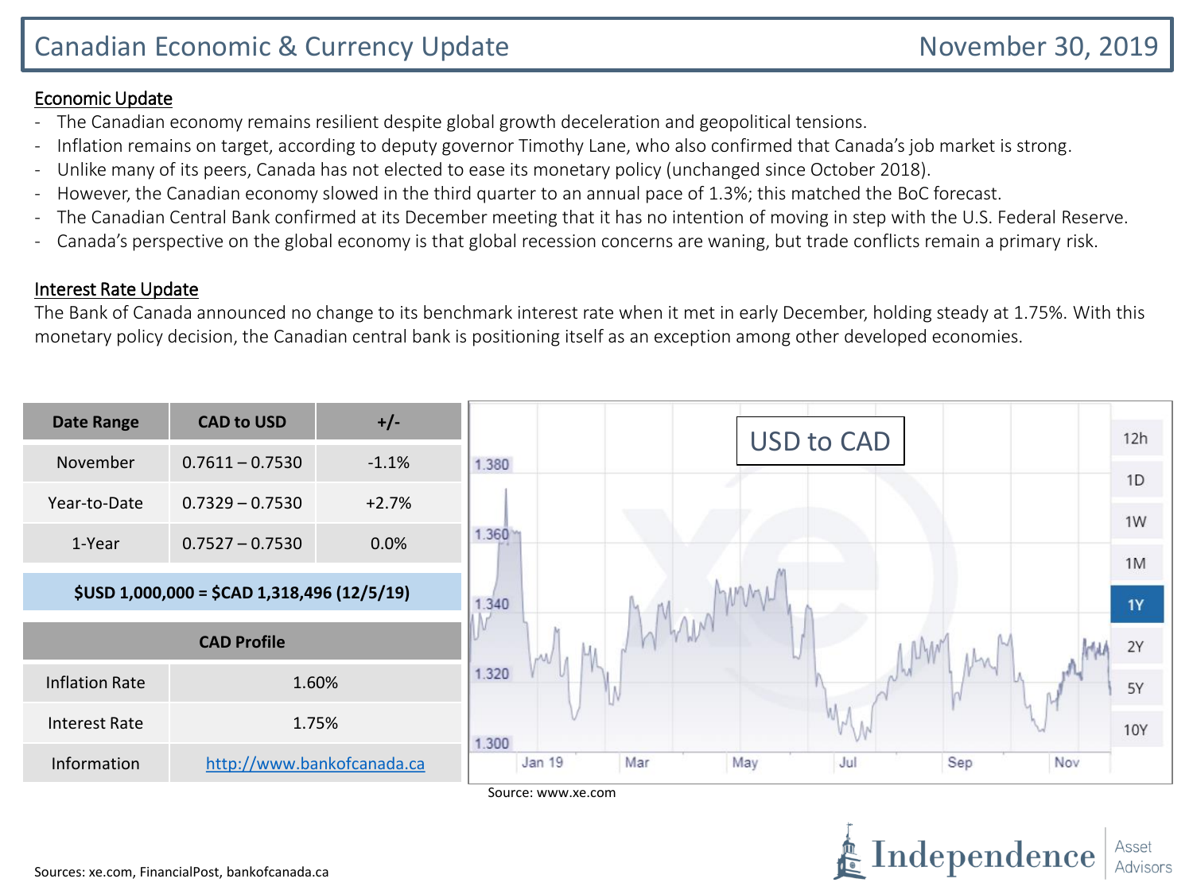# Canadian Economic & Currency Update

November 30, 2019

## Economic Update

- The Canadian economy remains resilient despite global growth deceleration and geopolitical tensions.
- Inflation remains on target, according to deputy governor Timothy Lane, who also confirmed that Canada's job market is strong.
- Unlike many of its peers, Canada has not elected to ease its monetary policy (unchanged since October 2018).
- However, the Canadian economy slowed in the third quarter to an annual pace of 1.3%; this matched the BoC forecast.
- The Canadian Central Bank confirmed at its December meeting that it has no intention of moving in step with the U.S. Federal Reserve.
- Canada's perspective on the global economy is that global recession concerns are waning, but trade conflicts remain a primary risk.

## Interest Rate Update

The Bank of Canada announced no change to its benchmark interest rate when it met in early December, holding steady at 1.75%. With this monetary policy decision, the Canadian central bank is positioning itself as an exception among other developed economies.

| Date Range | CAD to USD | +/- |
| --- | --- | --- |
| November | 0.7611 – 0.7530 | -1.1% |
| Year-to-Date | 0.7329 – 0.7530 | +2.7% |
| 1-Year | 0.7527 – 0.7530 | 0.0% |

**$USD 1,000,000 = $CAD 1,318,496 (12/5/19)**

| CAD Profile | |
| --- | --- |
| Inflation Rate | 1.60% |
| Interest Rate | 1.75% |
| Information | http://www.bankofcanada.ca |

USD to CAD

Source: www.xe.com

Sources: xe.com, FinancialPost, bankofcanada.ca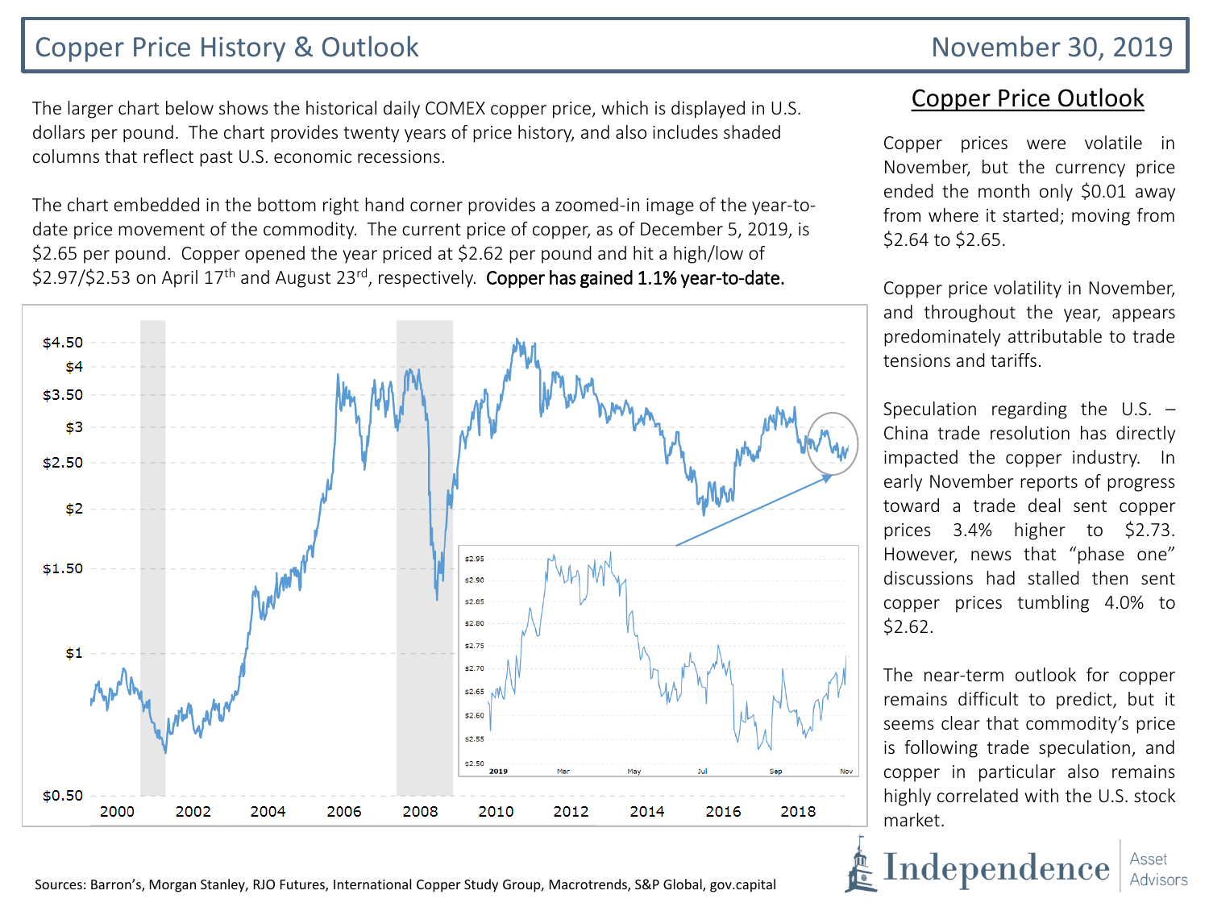# Copper Price History & Outlook

November 30, 2019

The larger chart below shows the historical daily COMEX copper price, which is displayed in U.S. dollars per pound. The chart provides twenty years of price history, and also includes shaded columns that reflect past U.S. economic recessions.

The chart embedded in the bottom right hand corner provides a zoomed-in image of the year-to-date price movement of the commodity. The current price of copper, as of December 5, 2019, is $2.65 per pound. Copper opened the year priced at $2.62 per pound and hit a high/low of $2.97/$2.53 on April 17th and August 23rd, respectively. **Copper has gained 1.1% year-to-date.**

$4.50
$4
$3.50
$3
$2.50
$2
$1.50
$1
$0.50

2000 2002 2004 2006 2008 2010 2012 2014 2016 2018

$2.95
$2.90
$2.85
$2.80
$2.75
$2.70
$2.65
$2.60
$2.55
$2.50

2019 Mar May Jul Sep Nov

## Copper Price Outlook

Copper prices were volatile in November, but the currency price ended the month only $0.01 away from where it started; moving from $2.64 to $2.65.

Copper price volatility in November, and throughout the year, appears predominately attributable to trade tensions and tariffs.

Speculation regarding the U.S. – China trade resolution has directly impacted the copper industry. In early November reports of progress toward a trade deal sent copper prices 3.4% higher to $2.73. However, news that "phase one" discussions had stalled then sent copper prices tumbling 4.0% to $2.62.

The near-term outlook for copper remains difficult to predict, but it seems clear that commodity's price is following trade speculation, and copper in particular also remains highly correlated with the U.S. stock market.

Sources: Barron's, Morgan Stanley, RJO Futures, International Copper Study Group, Macrotrends, S&P Global, gov.capital

Independence Asset Advisors